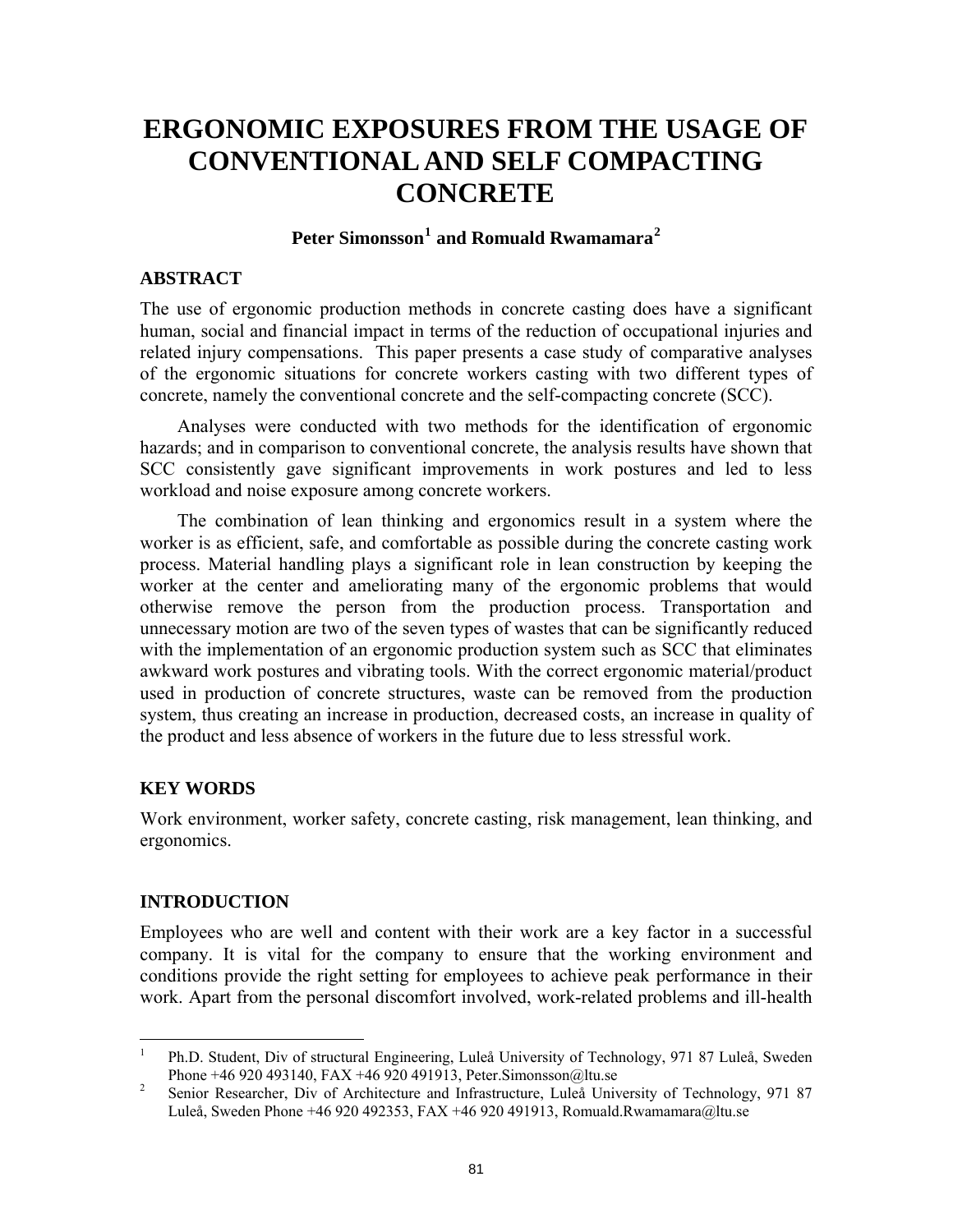# ERGONOMIC EXPOSURES FROM THE USAGE OF CONVENTIONAL AND SELF COMPACTING CONCRETE

**Peter Simonsson[1] and Romuald Rwamamara[2]**

## ABSTRACT

The use of ergonomic production methods in concrete casting does have a significant human, social and financial impact in terms of the reduction of occupational injuries and related injury compensations. This paper presents a case study of comparative analyses of the ergonomic situations for concrete workers casting with two different types of concrete, namely the conventional concrete and the self-compacting concrete (SCC).

Analyses were conducted with two methods for the identification of ergonomic hazards; and in comparison to conventional concrete, the analysis results have shown that SCC consistently gave significant improvements in work postures and led to less workload and noise exposure among concrete workers.

The combination of lean thinking and ergonomics result in a system where the worker is as efficient, safe, and comfortable as possible during the concrete casting work process. Material handling plays a significant role in lean construction by keeping the worker at the center and ameliorating many of the ergonomic problems that would otherwise remove the person from the production process. Transportation and unnecessary motion are two of the seven types of wastes that can be significantly reduced with the implementation of an ergonomic production system such as SCC that eliminates awkward work postures and vibrating tools. With the correct ergonomic material/product used in production of concrete structures, waste can be removed from the production system, thus creating an increase in production, decreased costs, an increase in quality of the product and less absence of workers in the future due to less stressful work.

## KEY WORDS

Work environment, worker safety, concrete casting, risk management, lean thinking, and ergonomics.

## INTRODUCTION

Employees who are well and content with their work are a key factor in a successful company. It is vital for the company to ensure that the working environment and conditions provide the right setting for employees to achieve peak performance in their work. Apart from the personal discomfort involved, work-related problems and ill-health

---

[1] Ph.D. Student, Div of structural Engineering, Luleå University of Technology, 971 87 Luleå, Sweden Phone +46 920 493140, FAX +46 920 491913, Peter.Simonsson@ltu.se

[2] Senior Researcher, Div of Architecture and Infrastructure, Luleå University of Technology, 971 87 Luleå, Sweden Phone +46 920 492353, FAX +46 920 491913, Romuald.Rwamamara@ltu.se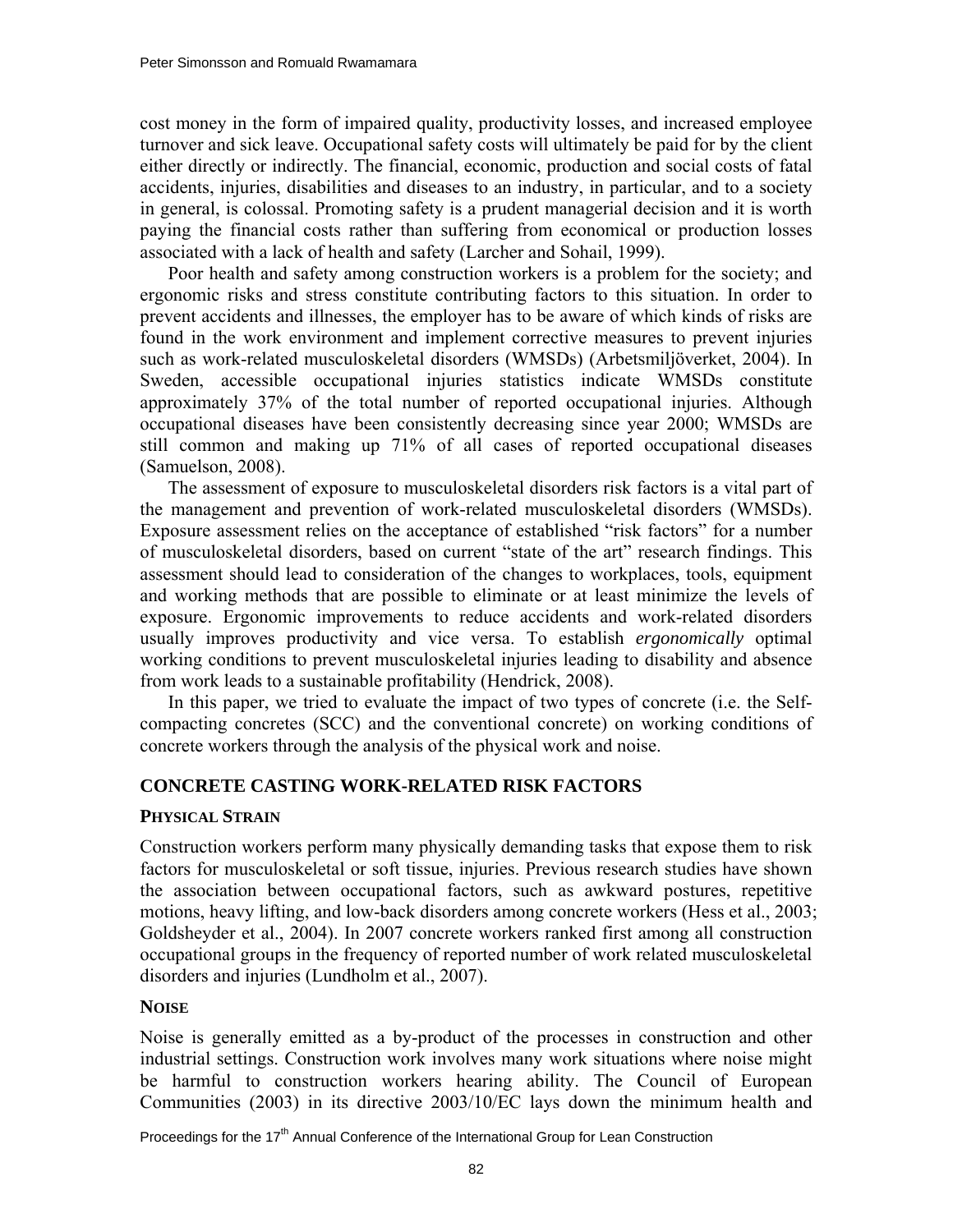cost money in the form of impaired quality, productivity losses, and increased employee turnover and sick leave. Occupational safety costs will ultimately be paid for by the client either directly or indirectly. The financial, economic, production and social costs of fatal accidents, injuries, disabilities and diseases to an industry, in particular, and to a society in general, is colossal. Promoting safety is a prudent managerial decision and it is worth paying the financial costs rather than suffering from economical or production losses associated with a lack of health and safety (Larcher and Sohail, 1999).

Poor health and safety among construction workers is a problem for the society; and ergonomic risks and stress constitute contributing factors to this situation. In order to prevent accidents and illnesses, the employer has to be aware of which kinds of risks are found in the work environment and implement corrective measures to prevent injuries such as work-related musculoskeletal disorders (WMSDs) (Arbetsmiljöverket, 2004). In Sweden, accessible occupational injuries statistics indicate WMSDs constitute approximately 37% of the total number of reported occupational injuries. Although occupational diseases have been consistently decreasing since year 2000; WMSDs are still common and making up 71% of all cases of reported occupational diseases (Samuelson, 2008).

The assessment of exposure to musculoskeletal disorders risk factors is a vital part of the management and prevention of work-related musculoskeletal disorders (WMSDs). Exposure assessment relies on the acceptance of established "risk factors" for a number of musculoskeletal disorders, based on current "state of the art" research findings. This assessment should lead to consideration of the changes to workplaces, tools, equipment and working methods that are possible to eliminate or at least minimize the levels of exposure. Ergonomic improvements to reduce accidents and work-related disorders usually improves productivity and vice versa. To establish *ergonomically* optimal working conditions to prevent musculoskeletal injuries leading to disability and absence from work leads to a sustainable profitability (Hendrick, 2008).

In this paper, we tried to evaluate the impact of two types of concrete (i.e. the Self-compacting concretes (SCC) and the conventional concrete) on working conditions of concrete workers through the analysis of the physical work and noise.

## CONCRETE CASTING WORK-RELATED RISK FACTORS

### PHYSICAL STRAIN

Construction workers perform many physically demanding tasks that expose them to risk factors for musculoskeletal or soft tissue, injuries. Previous research studies have shown the association between occupational factors, such as awkward postures, repetitive motions, heavy lifting, and low-back disorders among concrete workers (Hess et al., 2003; Goldsheyder et al., 2004). In 2007 concrete workers ranked first among all construction occupational groups in the frequency of reported number of work related musculoskeletal disorders and injuries (Lundholm et al., 2007).

### NOISE

Noise is generally emitted as a by-product of the processes in construction and other industrial settings. Construction work involves many work situations where noise might be harmful to construction workers hearing ability. The Council of European Communities (2003) in its directive 2003/10/EC lays down the minimum health and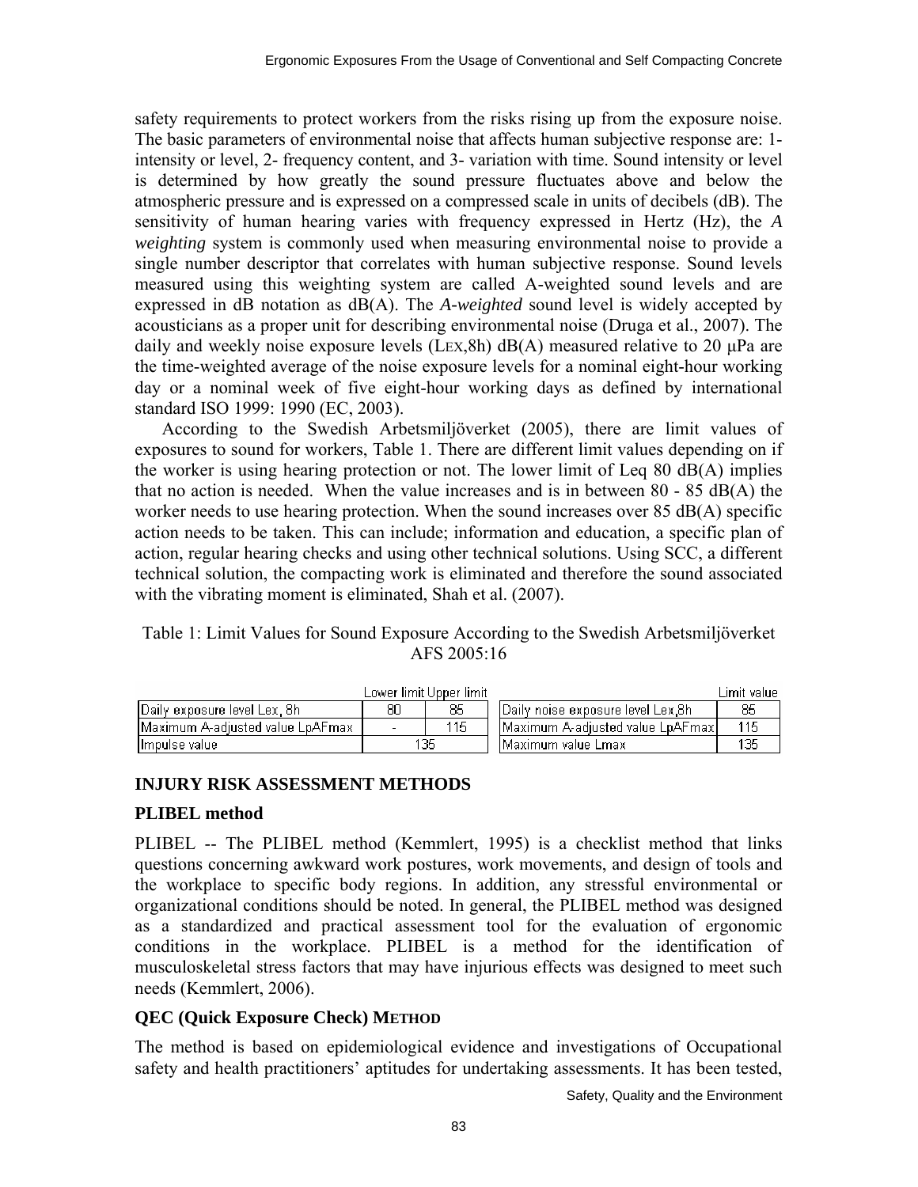safety requirements to protect workers from the risks rising up from the exposure noise. The basic parameters of environmental noise that affects human subjective response are: 1- intensity or level, 2- frequency content, and 3- variation with time. Sound intensity or level is determined by how greatly the sound pressure fluctuates above and below the atmospheric pressure and is expressed on a compressed scale in units of decibels (dB). The sensitivity of human hearing varies with frequency expressed in Hertz (Hz), the *A weighting* system is commonly used when measuring environmental noise to provide a single number descriptor that correlates with human subjective response. Sound levels measured using this weighting system are called A-weighted sound levels and are expressed in dB notation as dB(A). The *A-weighted* sound level is widely accepted by acousticians as a proper unit for describing environmental noise (Druga et al., 2007). The daily and weekly noise exposure levels ($L_{EX,8h}$) dB(A) measured relative to 20 μPa are the time-weighted average of the noise exposure levels for a nominal eight-hour working day or a nominal week of five eight-hour working days as defined by international standard ISO 1999: 1990 (EC, 2003).

According to the Swedish Arbetsmiljöverket (2005), there are limit values of exposures to sound for workers, Table 1. There are different limit values depending on if the worker is using hearing protection or not. The lower limit of Leq 80 dB(A) implies that no action is needed. When the value increases and is in between 80 - 85 dB(A) the worker needs to use hearing protection. When the sound increases over 85 dB(A) specific action needs to be taken. This can include; information and education, a specific plan of action, regular hearing checks and using other technical solutions. Using SCC, a different technical solution, the compacting work is eliminated and therefore the sound associated with the vibrating moment is eliminated, Shah et al. (2007).

Table 1: Limit Values for Sound Exposure According to the Swedish Arbetsmiljöverket AFS 2005:16

| | Lower limit | Upper limit |
|---|---|---|
| Daily exposure level Lex, 8h | 80 | 85 |
| Maximum A-adjusted value LpAFmax | - | 115 |
| Impulse value | 135 | |

| | Limit value |
|---|---|
| Daily noise exposure level Lex,8h | 85 |
| Maximum A-adjusted value LpAFmax | 115 |
| Maximum value Lmax | 135 |

## INJURY RISK ASSESSMENT METHODS

### PLIBEL method

PLIBEL -- The PLIBEL method (Kemmlert, 1995) is a checklist method that links questions concerning awkward work postures, work movements, and design of tools and the workplace to specific body regions. In addition, any stressful environmental or organizational conditions should be noted. In general, the PLIBEL method was designed as a standardized and practical assessment tool for the evaluation of ergonomic conditions in the workplace. PLIBEL is a method for the identification of musculoskeletal stress factors that may have injurious effects was designed to meet such needs (Kemmlert, 2006).

### QEC (Quick Exposure Check) METHOD

The method is based on epidemiological evidence and investigations of Occupational safety and health practitioners' aptitudes for undertaking assessments. It has been tested,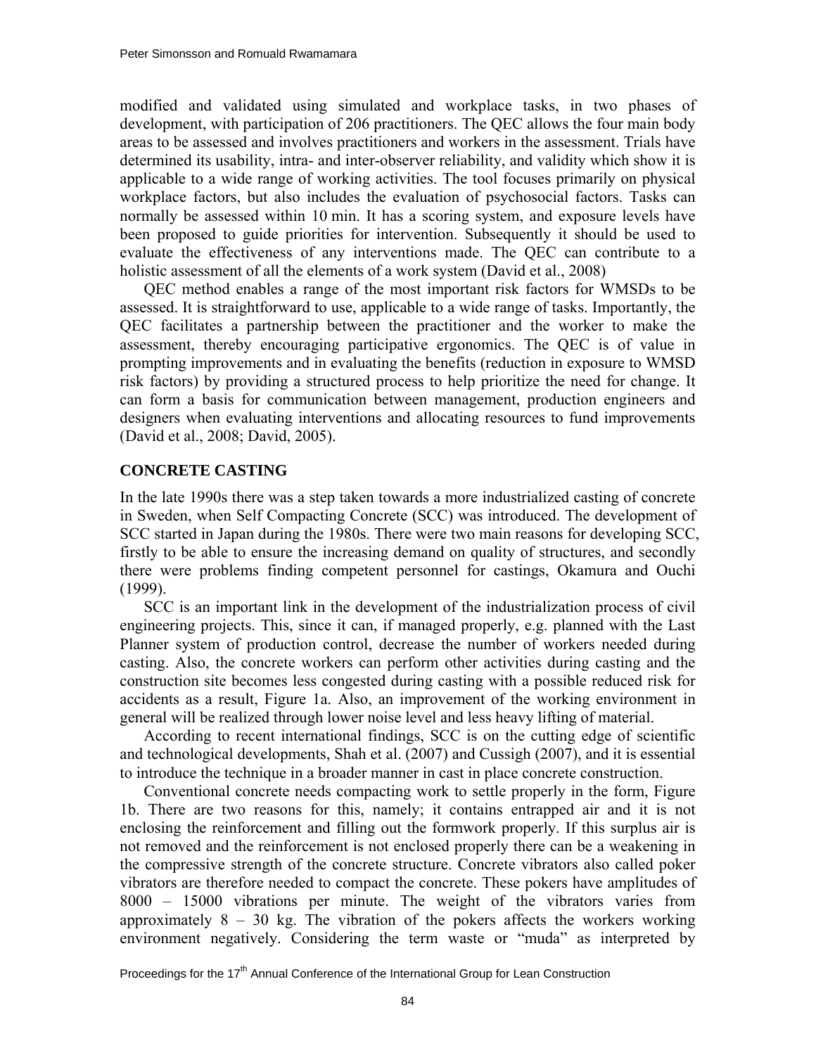modified and validated using simulated and workplace tasks, in two phases of development, with participation of 206 practitioners. The QEC allows the four main body areas to be assessed and involves practitioners and workers in the assessment. Trials have determined its usability, intra- and inter-observer reliability, and validity which show it is applicable to a wide range of working activities. The tool focuses primarily on physical workplace factors, but also includes the evaluation of psychosocial factors. Tasks can normally be assessed within 10 min. It has a scoring system, and exposure levels have been proposed to guide priorities for intervention. Subsequently it should be used to evaluate the effectiveness of any interventions made. The QEC can contribute to a holistic assessment of all the elements of a work system (David et al., 2008)

QEC method enables a range of the most important risk factors for WMSDs to be assessed. It is straightforward to use, applicable to a wide range of tasks. Importantly, the QEC facilitates a partnership between the practitioner and the worker to make the assessment, thereby encouraging participative ergonomics. The QEC is of value in prompting improvements and in evaluating the benefits (reduction in exposure to WMSD risk factors) by providing a structured process to help prioritize the need for change. It can form a basis for communication between management, production engineers and designers when evaluating interventions and allocating resources to fund improvements (David et al., 2008; David, 2005).

## CONCRETE CASTING

In the late 1990s there was a step taken towards a more industrialized casting of concrete in Sweden, when Self Compacting Concrete (SCC) was introduced. The development of SCC started in Japan during the 1980s. There were two main reasons for developing SCC, firstly to be able to ensure the increasing demand on quality of structures, and secondly there were problems finding competent personnel for castings, Okamura and Ouchi (1999).

SCC is an important link in the development of the industrialization process of civil engineering projects. This, since it can, if managed properly, e.g. planned with the Last Planner system of production control, decrease the number of workers needed during casting. Also, the concrete workers can perform other activities during casting and the construction site becomes less congested during casting with a possible reduced risk for accidents as a result, Figure 1a. Also, an improvement of the working environment in general will be realized through lower noise level and less heavy lifting of material.

According to recent international findings, SCC is on the cutting edge of scientific and technological developments, Shah et al. (2007) and Cussigh (2007), and it is essential to introduce the technique in a broader manner in cast in place concrete construction.

Conventional concrete needs compacting work to settle properly in the form, Figure 1b. There are two reasons for this, namely; it contains entrapped air and it is not enclosing the reinforcement and filling out the formwork properly. If this surplus air is not removed and the reinforcement is not enclosed properly there can be a weakening in the compressive strength of the concrete structure. Concrete vibrators also called poker vibrators are therefore needed to compact the concrete. These pokers have amplitudes of 8000 – 15000 vibrations per minute. The weight of the vibrators varies from approximately 8 – 30 kg. The vibration of the pokers affects the workers working environment negatively. Considering the term waste or "muda" as interpreted by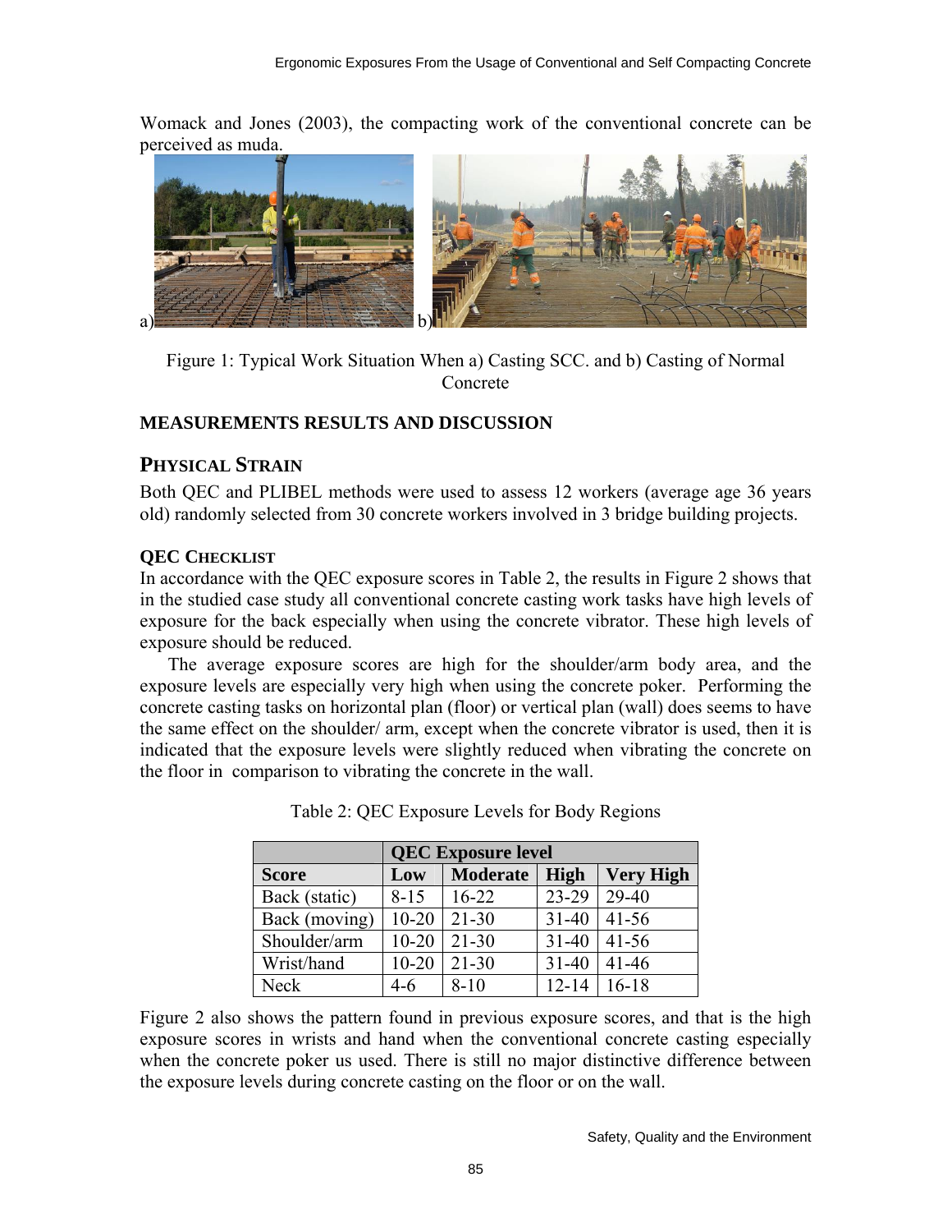Womack and Jones (2003), the compacting work of the conventional concrete can be perceived as muda.

a) b)

Figure 1: Typical Work Situation When a) Casting SCC. and b) Casting of Normal Concrete

## MEASUREMENTS RESULTS AND DISCUSSION

### PHYSICAL STRAIN

Both QEC and PLIBEL methods were used to assess 12 workers (average age 36 years old) randomly selected from 30 concrete workers involved in 3 bridge building projects.

#### QEC CHECKLIST

In accordance with the QEC exposure scores in Table 2, the results in Figure 2 shows that in the studied case study all conventional concrete casting work tasks have high levels of exposure for the back especially when using the concrete vibrator. These high levels of exposure should be reduced.

The average exposure scores are high for the shoulder/arm body area, and the exposure levels are especially very high when using the concrete poker. Performing the concrete casting tasks on horizontal plan (floor) or vertical plan (wall) does seems to have the same effect on the shoulder/ arm, except when the concrete vibrator is used, then it is indicated that the exposure levels were slightly reduced when vibrating the concrete on the floor in comparison to vibrating the concrete in the wall.

Table 2: QEC Exposure Levels for Body Regions

| | QEC Exposure level | | | |
|---|---|---|---|---|
| **Score** | **Low** | **Moderate** | **High** | **Very High** |
| Back (static) | 8-15 | 16-22 | 23-29 | 29-40 |
| Back (moving) | 10-20 | 21-30 | 31-40 | 41-56 |
| Shoulder/arm | 10-20 | 21-30 | 31-40 | 41-56 |
| Wrist/hand | 10-20 | 21-30 | 31-40 | 41-46 |
| Neck | 4-6 | 8-10 | 12-14 | 16-18 |

Figure 2 also shows the pattern found in previous exposure scores, and that is the high exposure scores in wrists and hand when the conventional concrete casting especially when the concrete poker us used. There is still no major distinctive difference between the exposure levels during concrete casting on the floor or on the wall.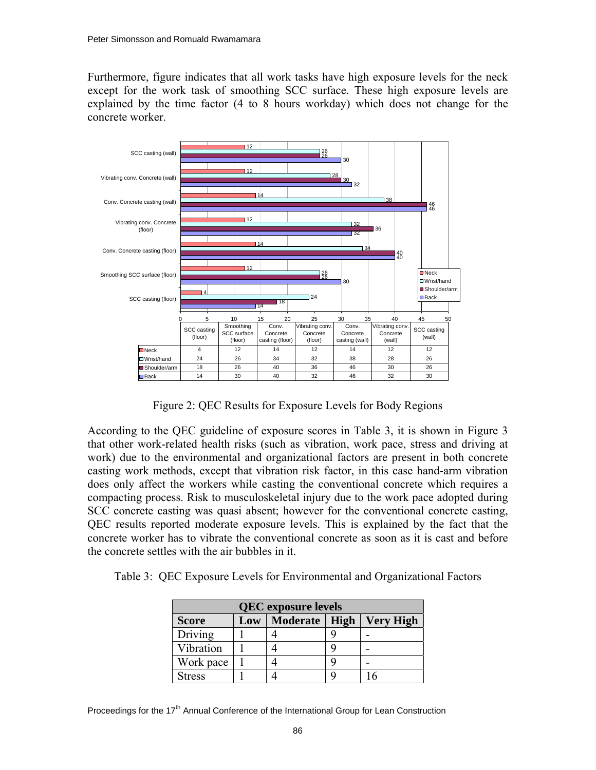Furthermore, figure indicates that all work tasks have high exposure levels for the neck except for the work task of smoothing SCC surface. These high exposure levels are explained by the time factor (4 to 8 hours workday) which does not change for the concrete worker.

| | SCC casting (floor) | Smoothing SCC surface (floor) | Conv. Concrete casting (floor) | Vibrating conv. Concrete (floor) | Conv. Concrete casting (wall) | Vibrating conv. Concrete (wall) | SCC casting (wall) |
|---|---|---|---|---|---|---|---|
| Neck | 4 | 12 | 14 | 12 | 14 | 12 | 12 |
| Wrist/hand | 24 | 26 | 34 | 32 | 38 | 28 | 26 |
| Shoulder/arm | 18 | 26 | 40 | 36 | 46 | 30 | 26 |
| Back | 14 | 30 | 40 | 32 | 46 | 32 | 30 |

Figure 2: QEC Results for Exposure Levels for Body Regions

According to the QEC guideline of exposure scores in Table 3, it is shown in Figure 3 that other work-related health risks (such as vibration, work pace, stress and driving at work) due to the environmental and organizational factors are present in both concrete casting work methods, except that vibration risk factor, in this case hand-arm vibration does only affect the workers while casting the conventional concrete which requires a compacting process. Risk to musculoskeletal injury due to the work pace adopted during SCC concrete casting was quasi absent; however for the conventional concrete casting, QEC results reported moderate exposure levels. This is explained by the fact that the concrete worker has to vibrate the conventional concrete as soon as it is cast and before the concrete settles with the air bubbles in it.

Table 3: QEC Exposure Levels for Environmental and Organizational Factors

| QEC exposure levels | | | | |
|---|---|---|---|---|
| **Score** | **Low** | **Moderate** | **High** | **Very High** |
| Driving | 1 | 4 | 9 | - |
| Vibration | 1 | 4 | 9 | - |
| Work pace | 1 | 4 | 9 | - |
| Stress | 1 | 4 | 9 | 16 |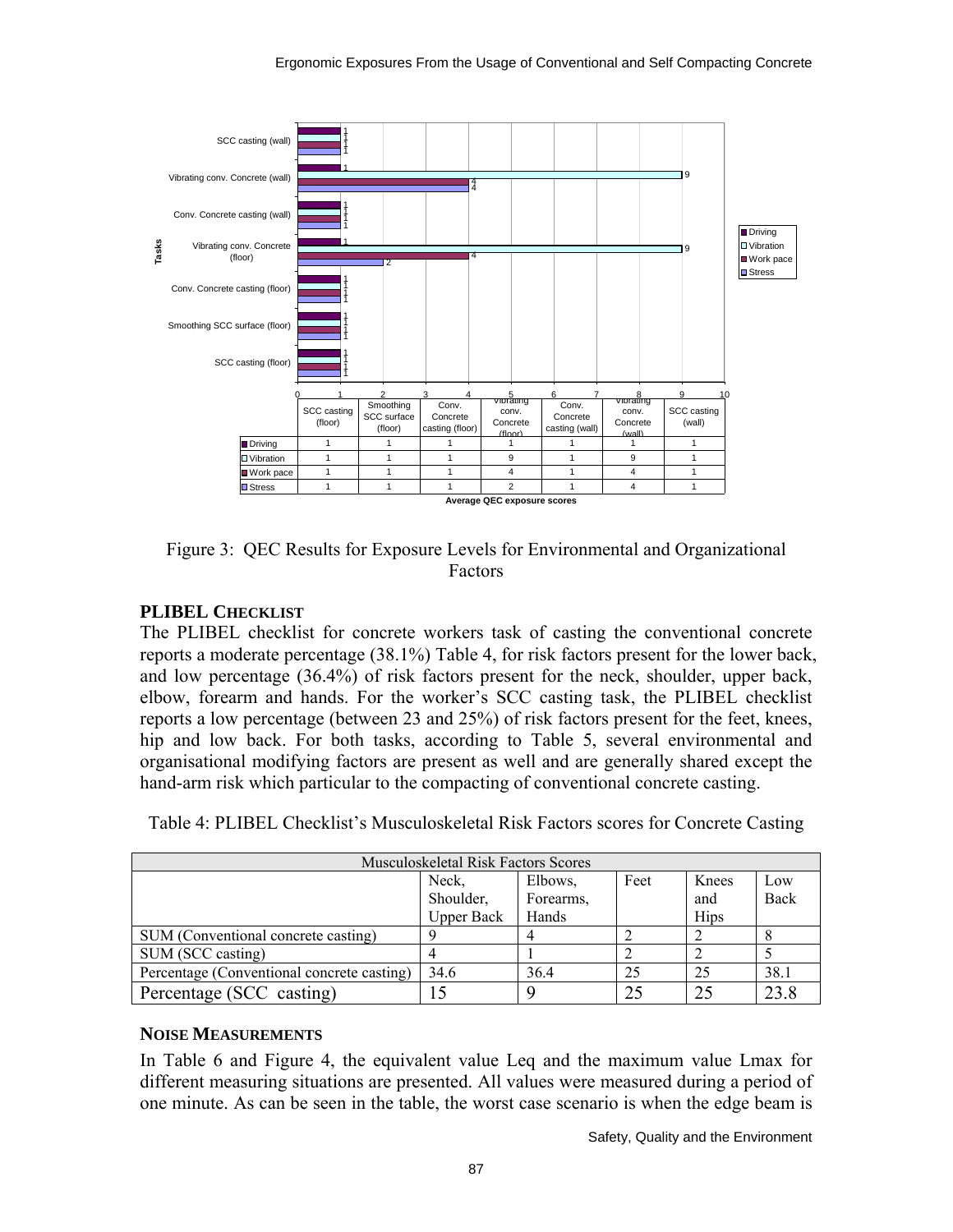| | SCC casting (floor) | Smoothing SCC surface (floor) | Conv. Concrete casting (floor) | Vibrating conv. Concrete (floor) | Conv. Concrete casting (wall) | Vibrating conv. Concrete (wall) | SCC casting (wall) |
|---|---|---|---|---|---|---|---|
| Driving | 1 | 1 | 1 | 1 | 1 | 1 | 1 |
| Vibration | 1 | 1 | 1 | 9 | 1 | 9 | 1 |
| Work pace | 1 | 1 | 1 | 4 | 1 | 4 | 1 |
| Stress | 1 | 1 | 1 | 2 | 1 | 4 | 1 |

Average QEC exposure scores

Figure 3: QEC Results for Exposure Levels for Environmental and Organizational Factors

### PLIBEL CHECKLIST

The PLIBEL checklist for concrete workers task of casting the conventional concrete reports a moderate percentage (38.1%) Table 4, for risk factors present for the lower back, and low percentage (36.4%) of risk factors present for the neck, shoulder, upper back, elbow, forearm and hands. For the worker's SCC casting task, the PLIBEL checklist reports a low percentage (between 23 and 25%) of risk factors present for the feet, knees, hip and low back. For both tasks, according to Table 5, several environmental and organisational modifying factors are present as well and are generally shared except the hand-arm risk which particular to the compacting of conventional concrete casting.

Table 4: PLIBEL Checklist's Musculoskeletal Risk Factors scores for Concrete Casting

| Musculoskeletal Risk Factors Scores | | | | | |
|---|---|---|---|---|---|
| | Neck, Shoulder, Upper Back | Elbows, Forearms, Hands | Feet | Knees and Hips | Low Back |
| SUM (Conventional concrete casting) | 9 | 4 | 2 | 2 | 8 |
| SUM (SCC casting) | 4 | 1 | 2 | 2 | 5 |
| Percentage (Conventional concrete casting) | 34.6 | 36.4 | 25 | 25 | 38.1 |
| Percentage (SCC casting) | 15 | 9 | 25 | 25 | 23.8 |

### NOISE MEASUREMENTS

In Table 6 and Figure 4, the equivalent value Leq and the maximum value Lmax for different measuring situations are presented. All values were measured during a period of one minute. As can be seen in the table, the worst case scenario is when the edge beam is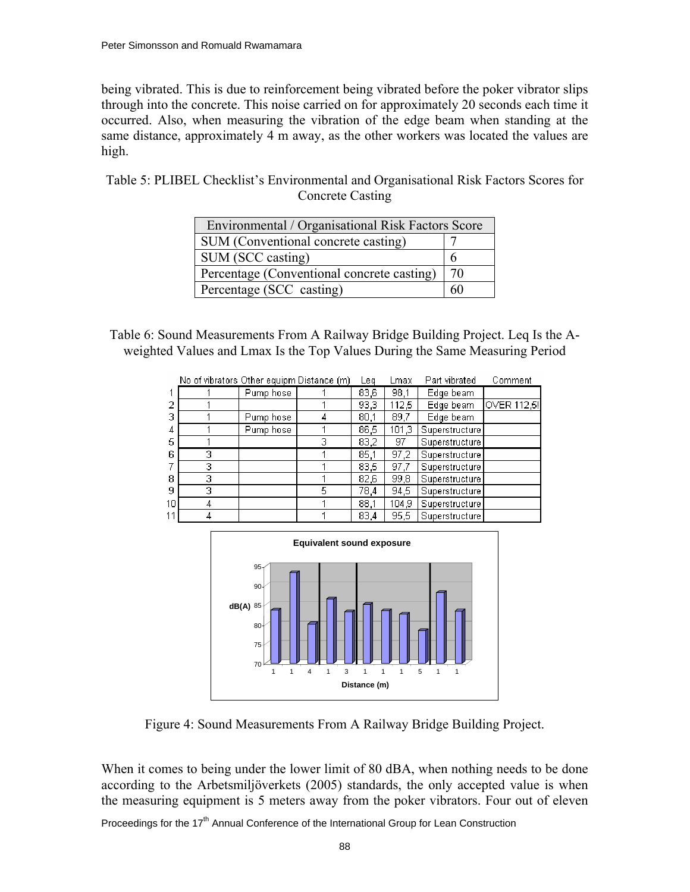being vibrated. This is due to reinforcement being vibrated before the poker vibrator slips through into the concrete. This noise carried on for approximately 20 seconds each time it occurred. Also, when measuring the vibration of the edge beam when standing at the same distance, approximately 4 m away, as the other workers was located the values are high.

Table 5: PLIBEL Checklist's Environmental and Organisational Risk Factors Scores for Concrete Casting

| Environmental / Organisational Risk Factors Score | |
|---|---|
| SUM (Conventional concrete casting) | 7 |
| SUM (SCC casting) | 6 |
| Percentage (Conventional concrete casting) | 70 |
| Percentage (SCC casting) | 60 |

Table 6: Sound Measurements From A Railway Bridge Building Project. Leq Is the A-weighted Values and Lmax Is the Top Values During the Same Measuring Period

| | No of vibrators | Other equipm | Distance (m) | Leq | Lmax | Part vibrated | Comment |
|---|---|---|---|---|---|---|---|
| 1 | 1 | Pump hose | 1 | 83,6 | 98,1 | Edge beam | |
| 2 | 1 | | 1 | 93,3 | 112,5 | Edge beam | OVER 112,5! |
| 3 | 1 | Pump hose | 4 | 80,1 | 89,7 | Edge beam | |
| 4 | 1 | Pump hose | 1 | 86,5 | 101,3 | Superstructure | |
| 5 | 1 | | 3 | 83,2 | 97 | Superstructure | |
| 6 | 3 | | 1 | 85,1 | 97,2 | Superstructure | |
| 7 | 3 | | 1 | 83,5 | 97,7 | Superstructure | |
| 8 | 3 | | 1 | 82,6 | 99,8 | Superstructure | |
| 9 | 3 | | 5 | 78,4 | 94,5 | Superstructure | |
| 10 | 4 | | 1 | 88,1 | 104,9 | Superstructure | |
| 11 | 4 | | 1 | 83,4 | 95,5 | Superstructure | |

Figure 4: Sound Measurements From A Railway Bridge Building Project.

When it comes to being under the lower limit of 80 dBA, when nothing needs to be done according to the Arbetsmiljöverkets (2005) standards, the only accepted value is when the measuring equipment is 5 meters away from the poker vibrators. Four out of eleven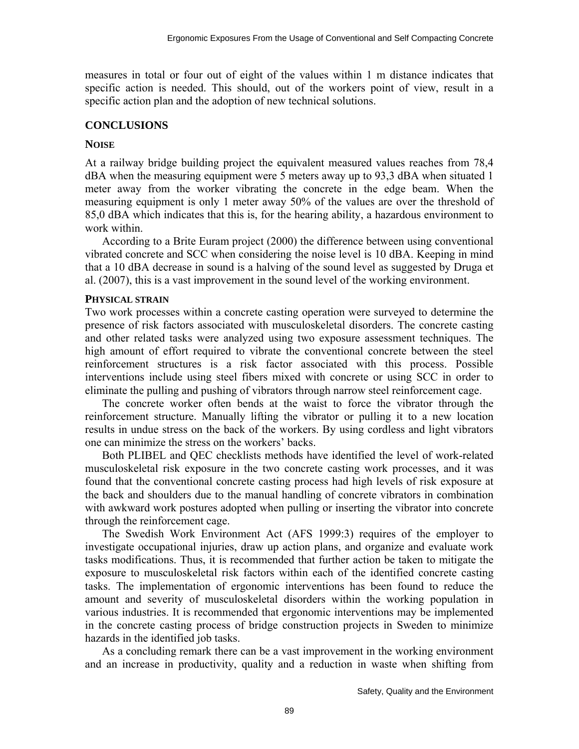measures in total or four out of eight of the values within 1 m distance indicates that specific action is needed. This should, out of the workers point of view, result in a specific action plan and the adoption of new technical solutions.

## CONCLUSIONS

### NOISE

At a railway bridge building project the equivalent measured values reaches from 78,4 dBA when the measuring equipment were 5 meters away up to 93,3 dBA when situated 1 meter away from the worker vibrating the concrete in the edge beam. When the measuring equipment is only 1 meter away 50% of the values are over the threshold of 85,0 dBA which indicates that this is, for the hearing ability, a hazardous environment to work within.

According to a Brite Euram project (2000) the difference between using conventional vibrated concrete and SCC when considering the noise level is 10 dBA. Keeping in mind that a 10 dBA decrease in sound is a halving of the sound level as suggested by Druga et al. (2007), this is a vast improvement in the sound level of the working environment.

### PHYSICAL STRAIN

Two work processes within a concrete casting operation were surveyed to determine the presence of risk factors associated with musculoskeletal disorders. The concrete casting and other related tasks were analyzed using two exposure assessment techniques. The high amount of effort required to vibrate the conventional concrete between the steel reinforcement structures is a risk factor associated with this process. Possible interventions include using steel fibers mixed with concrete or using SCC in order to eliminate the pulling and pushing of vibrators through narrow steel reinforcement cage.

The concrete worker often bends at the waist to force the vibrator through the reinforcement structure. Manually lifting the vibrator or pulling it to a new location results in undue stress on the back of the workers. By using cordless and light vibrators one can minimize the stress on the workers' backs.

Both PLIBEL and QEC checklists methods have identified the level of work-related musculoskeletal risk exposure in the two concrete casting work processes, and it was found that the conventional concrete casting process had high levels of risk exposure at the back and shoulders due to the manual handling of concrete vibrators in combination with awkward work postures adopted when pulling or inserting the vibrator into concrete through the reinforcement cage.

The Swedish Work Environment Act (AFS 1999:3) requires of the employer to investigate occupational injuries, draw up action plans, and organize and evaluate work tasks modifications. Thus, it is recommended that further action be taken to mitigate the exposure to musculoskeletal risk factors within each of the identified concrete casting tasks. The implementation of ergonomic interventions has been found to reduce the amount and severity of musculoskeletal disorders within the working population in various industries. It is recommended that ergonomic interventions may be implemented in the concrete casting process of bridge construction projects in Sweden to minimize hazards in the identified job tasks.

As a concluding remark there can be a vast improvement in the working environment and an increase in productivity, quality and a reduction in waste when shifting from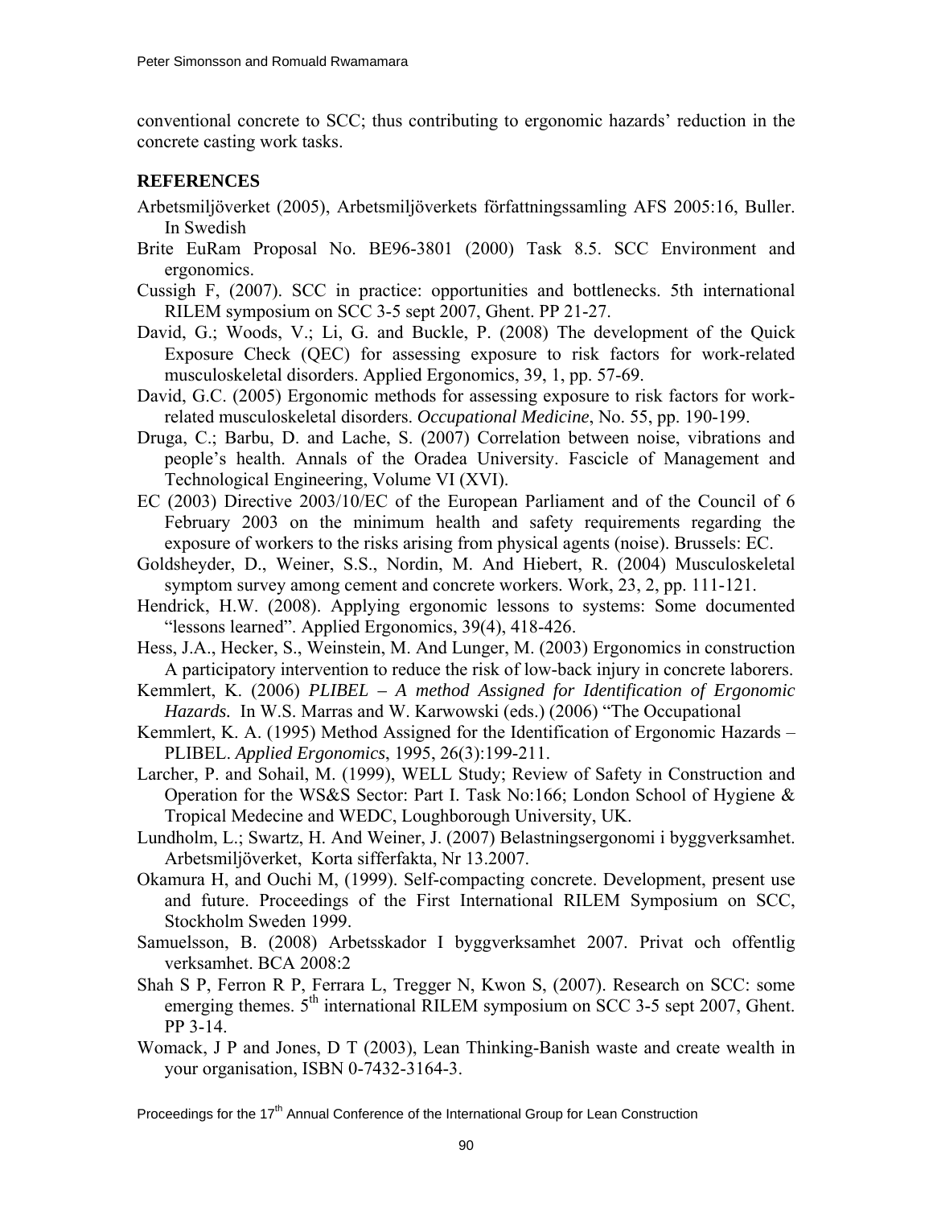conventional concrete to SCC; thus contributing to ergonomic hazards' reduction in the concrete casting work tasks.

## REFERENCES

Arbetsmiljöverket (2005), Arbetsmiljöverkets författningssamling AFS 2005:16, Buller. In Swedish

Brite EuRam Proposal No. BE96-3801 (2000) Task 8.5. SCC Environment and ergonomics.

Cussigh F, (2007). SCC in practice: opportunities and bottlenecks. 5th international RILEM symposium on SCC 3-5 sept 2007, Ghent. PP 21-27.

David, G.; Woods, V.; Li, G. and Buckle, P. (2008) The development of the Quick Exposure Check (QEC) for assessing exposure to risk factors for work-related musculoskeletal disorders. Applied Ergonomics, 39, 1, pp. 57-69.

David, G.C. (2005) Ergonomic methods for assessing exposure to risk factors for work-related musculoskeletal disorders. *Occupational Medicine*, No. 55, pp. 190-199.

Druga, C.; Barbu, D. and Lache, S. (2007) Correlation between noise, vibrations and people's health. Annals of the Oradea University. Fascicle of Management and Technological Engineering, Volume VI (XVI).

EC (2003) Directive 2003/10/EC of the European Parliament and of the Council of 6 February 2003 on the minimum health and safety requirements regarding the exposure of workers to the risks arising from physical agents (noise). Brussels: EC.

Goldsheyder, D., Weiner, S.S., Nordin, M. And Hiebert, R. (2004) Musculoskeletal symptom survey among cement and concrete workers. Work, 23, 2, pp. 111-121.

Hendrick, H.W. (2008). Applying ergonomic lessons to systems: Some documented "lessons learned". Applied Ergonomics, 39(4), 418-426.

Hess, J.A., Hecker, S., Weinstein, M. And Lunger, M. (2003) Ergonomics in construction A participatory intervention to reduce the risk of low-back injury in concrete laborers.

Kemmlert, K. (2006) *PLIBEL – A method Assigned for Identification of Ergonomic Hazards.* In W.S. Marras and W. Karwowski (eds.) (2006) "The Occupational

Kemmlert, K. A. (1995) Method Assigned for the Identification of Ergonomic Hazards – PLIBEL. *Applied Ergonomics*, 1995, 26(3):199-211.

Larcher, P. and Sohail, M. (1999), WELL Study; Review of Safety in Construction and Operation for the WS&S Sector: Part I. Task No:166; London School of Hygiene & Tropical Medecine and WEDC, Loughborough University, UK.

Lundholm, L.; Swartz, H. And Weiner, J. (2007) Belastningsergonomi i byggverksamhet. Arbetsmiljöverket, Korta sifferfakta, Nr 13.2007.

Okamura H, and Ouchi M, (1999). Self-compacting concrete. Development, present use and future. Proceedings of the First International RILEM Symposium on SCC, Stockholm Sweden 1999.

Samuelsson, B. (2008) Arbetsskador I byggverksamhet 2007. Privat och offentlig verksamhet. BCA 2008:2

Shah S P, Ferron R P, Ferrara L, Tregger N, Kwon S, (2007). Research on SCC: some emerging themes. 5th international RILEM symposium on SCC 3-5 sept 2007, Ghent. PP 3-14.

Womack, J P and Jones, D T (2003), Lean Thinking-Banish waste and create wealth in your organisation, ISBN 0-7432-3164-3.